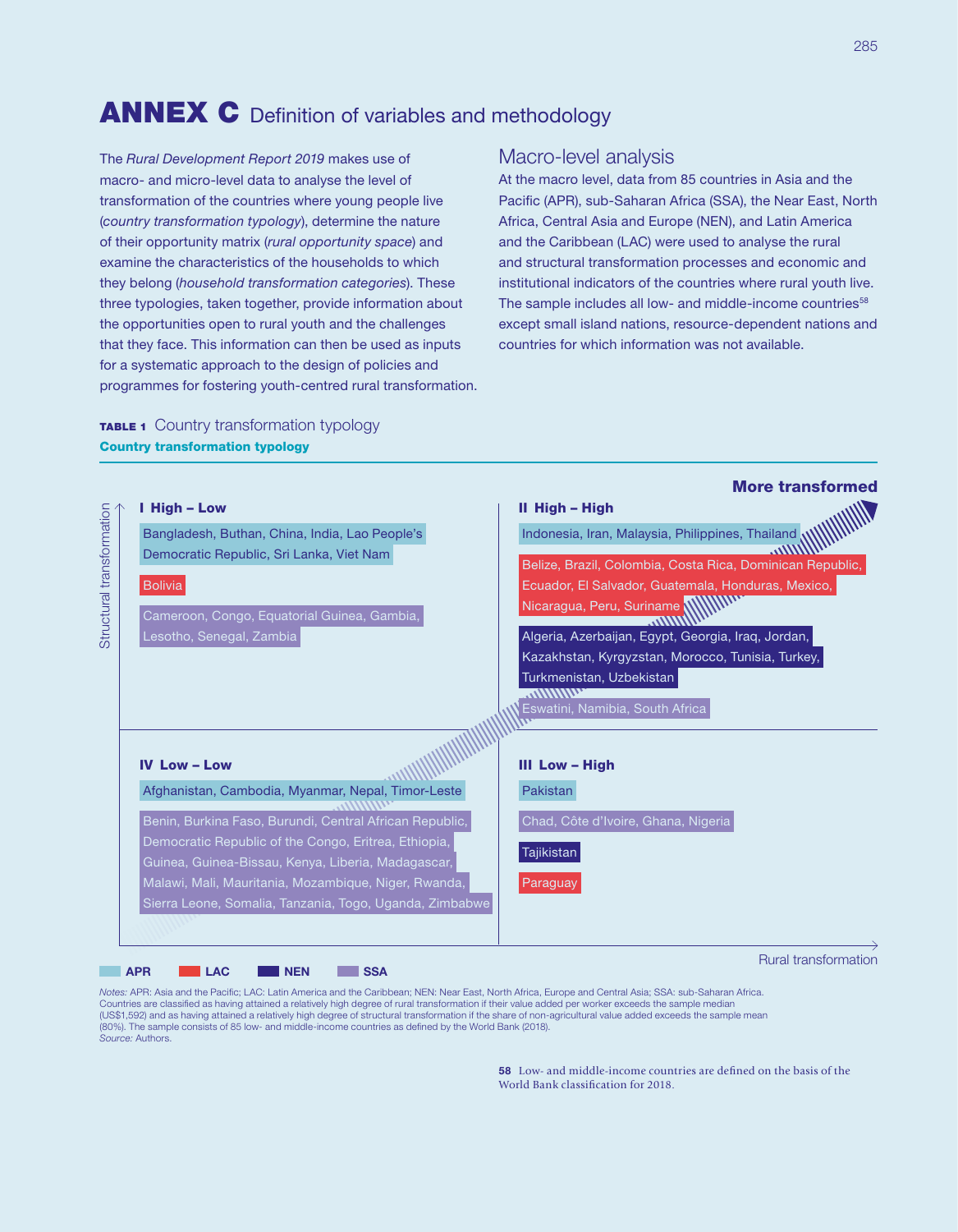# ANNEX C Definition of variables and methodology

The *Rural Development Report 2019* makes use of macro- and micro-level data to analyse the level of transformation of the countries where young people live (*country transformation typology*), determine the nature of their opportunity matrix (*rural opportunity space*) and examine the characteristics of the households to which they belong (*household transformation categories*). These three typologies, taken together, provide information about the opportunities open to rural youth and the challenges that they face. This information can then be used as inputs for a systematic approach to the design of policies and programmes for fostering youth-centred rural transformation.

## Macro-level analysis

At the macro level, data from 85 countries in Asia and the Pacific (APR), sub-Saharan Africa (SSA), the Near East, North Africa, Central Asia and Europe (NEN), and Latin America and the Caribbean (LAC) were used to analyse the rural and structural transformation processes and economic and institutional indicators of the countries where rural youth live. The sample includes all low- and middle-income countries[58] except small island nations, resource-dependent nations and countries for which information was not available.

**TABLE 1** Country transformation typology
**Country transformation typology**

| Region | I High – Low | II High – High | III Low – High | IV Low – Low |
|---|---|---|---|---|
| APR | Bangladesh, Buthan, China, India, Lao People's Democratic Republic, Sri Lanka, Viet Nam | Indonesia, Iran, Malaysia, Philippines, Thailand | Pakistan | Afghanistan, Cambodia, Myanmar, Nepal, Timor-Leste |
| LAC | Bolivia | Belize, Brazil, Colombia, Costa Rica, Dominican Republic, Ecuador, El Salvador, Guatemala, Honduras, Mexico, Nicaragua, Peru, Suriname | Paraguay | |
| NEN | | Algeria, Azerbaijan, Egypt, Georgia, Iraq, Jordan, Kazakhstan, Kyrgyzstan, Morocco, Tunisia, Turkey, Turkmenistan, Uzbekistan | Tajikistan | |
| SSA | Cameroon, Congo, Equatorial Guinea, Gambia, Lesotho, Senegal, Zambia | Eswatini, Namibia, South Africa | Chad, Côte d'Ivoire, Ghana, Nigeria | Benin, Burkina Faso, Burundi, Central African Republic, Democratic Republic of the Congo, Eritrea, Ethiopia, Guinea, Guinea-Bissau, Kenya, Liberia, Madagascar, Malawi, Mali, Mauritania, Mozambique, Niger, Rwanda, Sierra Leone, Somalia, Tanzania, Togo, Uganda, Zimbabwe |

Vertical axis: Structural transformation; horizontal axis: Rural transformation. More transformed →

*Notes:* APR: Asia and the Pacific; LAC: Latin America and the Caribbean; NEN: Near East, North Africa, Europe and Central Asia; SSA: sub-Saharan Africa. Countries are classified as having attained a relatively high degree of rural transformation if their value added per worker exceeds the sample median (US$1,592) and as having attained a relatively high degree of structural transformation if the share of non-agricultural value added exceeds the sample mean (80%). The sample consists of 85 low- and middle-income countries as defined by the World Bank (2018).
*Source:* Authors.

58 Low- and middle-income countries are defined on the basis of the World Bank classification for 2018.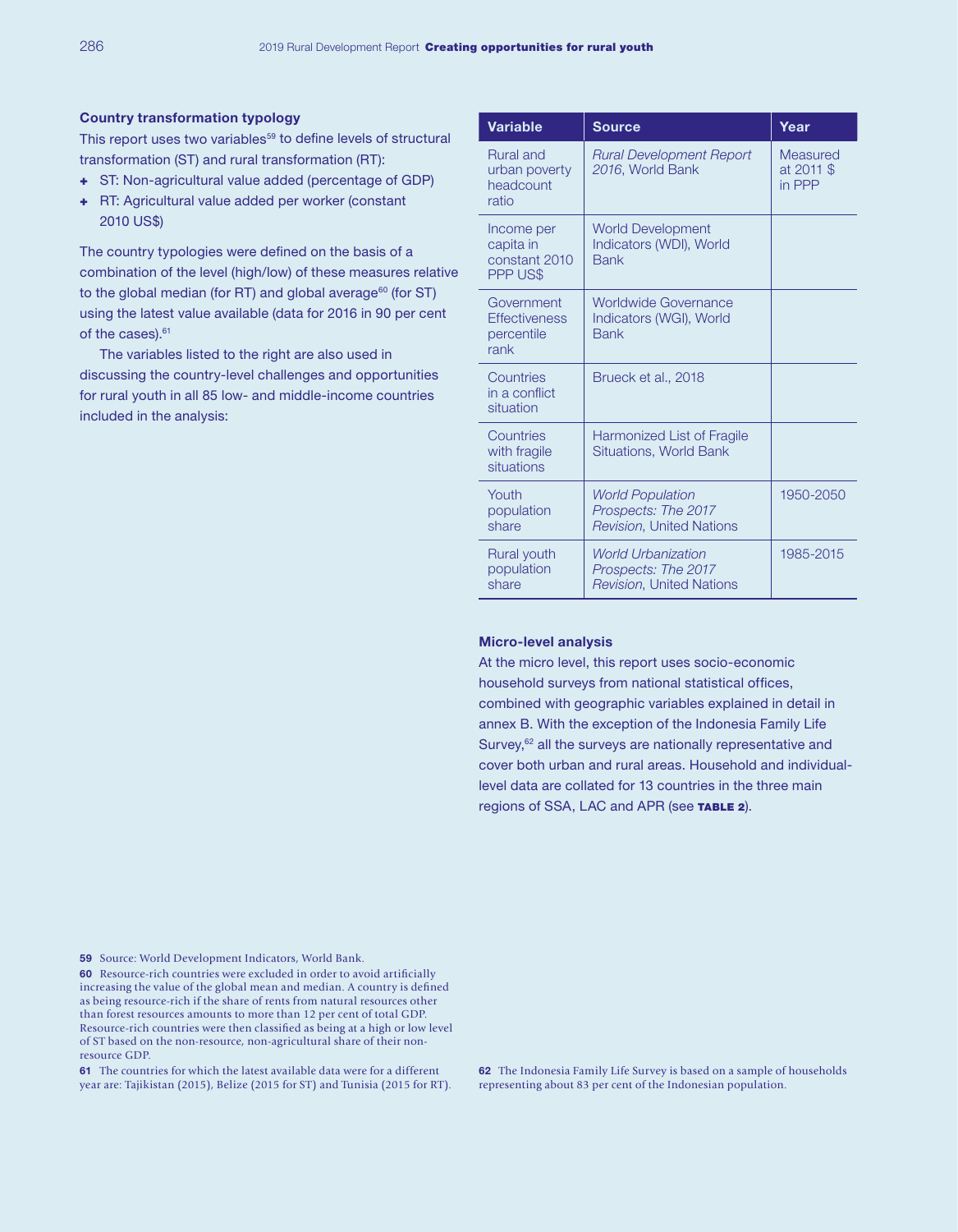### Country transformation typology

This report uses two variables[59] to define levels of structural transformation (ST) and rural transformation (RT):

- ST: Non-agricultural value added (percentage of GDP)
- RT: Agricultural value added per worker (constant 2010 US$)

The country typologies were defined on the basis of a combination of the level (high/low) of these measures relative to the global median (for RT) and global average[60] (for ST) using the latest value available (data for 2016 in 90 per cent of the cases).[61]

The variables listed to the right are also used in discussing the country-level challenges and opportunities for rural youth in all 85 low- and middle-income countries included in the analysis:

| Variable | Source | Year |
|---|---|---|
| Rural and urban poverty headcount ratio | *Rural Development Report 2016*, World Bank | Measured at 2011 $ in PPP |
| Income per capita in constant 2010 PPP US$ | World Development Indicators (WDI), World Bank | |
| Government Effectiveness percentile rank | Worldwide Governance Indicators (WGI), World Bank | |
| Countries in a conflict situation | Brueck et al., 2018 | |
| Countries with fragile situations | Harmonized List of Fragile Situations, World Bank | |
| Youth population share | *World Population Prospects: The 2017 Revision*, United Nations | 1950-2050 |
| Rural youth population share | *World Urbanization Prospects: The 2017 Revision*, United Nations | 1985-2015 |

### Micro-level analysis

At the micro level, this report uses socio-economic household surveys from national statistical offices, combined with geographic variables explained in detail in annex B. With the exception of the Indonesia Family Life Survey,[62] all the surveys are nationally representative and cover both urban and rural areas. Household and individual-level data are collated for 13 countries in the three main regions of SSA, LAC and APR (see **TABLE 2**).

---

**59** Source: World Development Indicators, World Bank.

**60** Resource-rich countries were excluded in order to avoid artificially increasing the value of the global mean and median. A country is defined as being resource-rich if the share of rents from natural resources other than forest resources amounts to more than 12 per cent of total GDP. Resource-rich countries were then classified as being at a high or low level of ST based on the non-resource, non-agricultural share of their non-resource GDP.

**61** The countries for which the latest available data were for a different year are: Tajikistan (2015), Belize (2015 for ST) and Tunisia (2015 for RT).

**62** The Indonesia Family Life Survey is based on a sample of households representing about 83 per cent of the Indonesian population.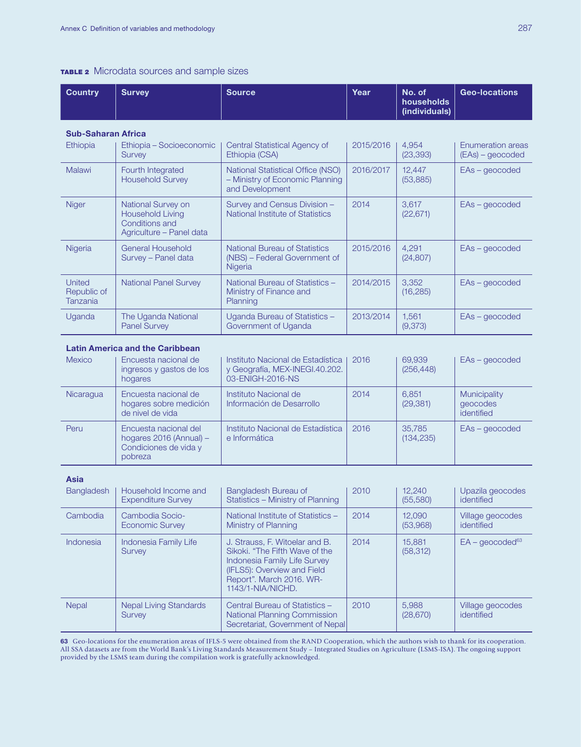**TABLE 2** Microdata sources and sample sizes

| Country | Survey | Source | Year | No. of households (individuals) | Geo-locations |
|---|---|---|---|---|---|
| **Sub-Saharan Africa** | | | | | |
| Ethiopia | Ethiopia – Socioeconomic Survey | Central Statistical Agency of Ethiopia (CSA) | 2015/2016 | 4,954 (23,393) | Enumeration areas (EAs) – geocoded |
| Malawi | Fourth Integrated Household Survey | National Statistical Office (NSO) – Ministry of Economic Planning and Development | 2016/2017 | 12,447 (53,885) | EAs – geocoded |
| Niger | National Survey on Household Living Conditions and Agriculture – Panel data | Survey and Census Division – National Institute of Statistics | 2014 | 3,617 (22,671) | EAs – geocoded |
| Nigeria | General Household Survey – Panel data | National Bureau of Statistics (NBS) – Federal Government of Nigeria | 2015/2016 | 4,291 (24,807) | EAs – geocoded |
| United Republic of Tanzania | National Panel Survey | National Bureau of Statistics – Ministry of Finance and Planning | 2014/2015 | 3,352 (16,285) | EAs – geocoded |
| Uganda | The Uganda National Panel Survey | Uganda Bureau of Statistics – Government of Uganda | 2013/2014 | 1,561 (9,373) | EAs – geocoded |
| **Latin America and the Caribbean** | | | | | |
| Mexico | Encuesta nacional de ingresos y gastos de los hogares | Instituto Nacional de Estadística y Geografía, MEX-INEGI.40.202.03-ENIGH-2016-NS | 2016 | 69,939 (256,448) | EAs – geocoded |
| Nicaragua | Encuesta nacional de hogares sobre medición de nivel de vida | Instituto Nacional de Información de Desarrollo | 2014 | 6,851 (29,381) | Municipality geocodes identified |
| Peru | Encuesta nacional del hogares 2016 (Annual) – Condiciones de vida y pobreza | Instituto Nacional de Estadística e Informática | 2016 | 35,785 (134,235) | EAs – geocoded |
| **Asia** | | | | | |
| Bangladesh | Household Income and Expenditure Survey | Bangladesh Bureau of Statistics – Ministry of Planning | 2010 | 12,240 (55,580) | Upazila geocodes identified |
| Cambodia | Cambodia Socio-Economic Survey | National Institute of Statistics – Ministry of Planning | 2014 | 12,090 (53,968) | Village geocodes identified |
| Indonesia | Indonesia Family Life Survey | J. Strauss, F. Witoelar and B. Sikoki. "The Fifth Wave of the Indonesia Family Life Survey (IFLS5): Overview and Field Report". March 2016. WR-1143/1-NIA/NICHD. | 2014 | 15,881 (58,312) | EA – geocoded[63] |
| Nepal | Nepal Living Standards Survey | Central Bureau of Statistics – National Planning Commission Secretariat, Government of Nepal | 2010 | 5,988 (28,670) | Village geocodes identified |

**63** Geo-locations for the enumeration areas of IFLS-5 were obtained from the RAND Cooperation, which the authors wish to thank for its cooperation. All SSA datasets are from the World Bank's Living Standards Measurement Study – Integrated Studies on Agriculture (LSMS-ISA). The ongoing support provided by the LSMS team during the compilation work is gratefully acknowledged.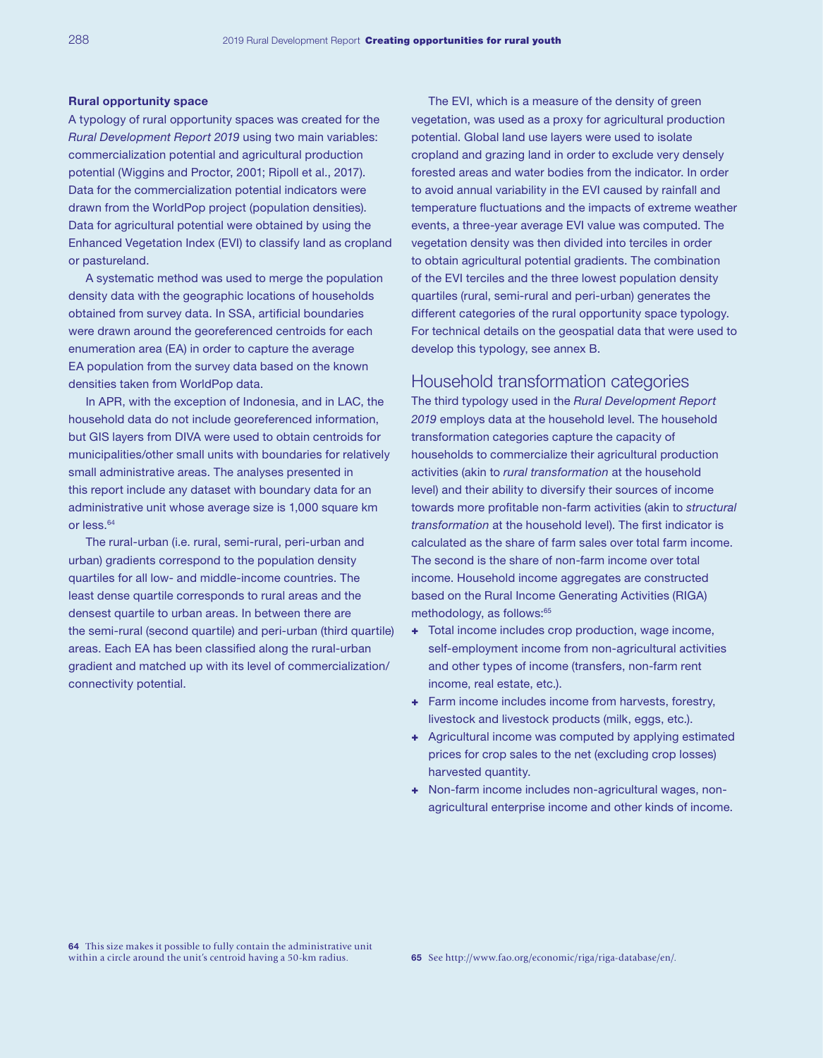### Rural opportunity space

A typology of rural opportunity spaces was created for the *Rural Development Report 2019* using two main variables: commercialization potential and agricultural production potential (Wiggins and Proctor, 2001; Ripoll et al., 2017). Data for the commercialization potential indicators were drawn from the WorldPop project (population densities). Data for agricultural potential were obtained by using the Enhanced Vegetation Index (EVI) to classify land as cropland or pastureland.

A systematic method was used to merge the population density data with the geographic locations of households obtained from survey data. In SSA, artificial boundaries were drawn around the georeferenced centroids for each enumeration area (EA) in order to capture the average EA population from the survey data based on the known densities taken from WorldPop data.

In APR, with the exception of Indonesia, and in LAC, the household data do not include georeferenced information, but GIS layers from DIVA were used to obtain centroids for municipalities/other small units with boundaries for relatively small administrative areas. The analyses presented in this report include any dataset with boundary data for an administrative unit whose average size is 1,000 square km or less.[64]

The rural-urban (i.e. rural, semi-rural, peri-urban and urban) gradients correspond to the population density quartiles for all low- and middle-income countries. The least dense quartile corresponds to rural areas and the densest quartile to urban areas. In between there are the semi-rural (second quartile) and peri-urban (third quartile) areas. Each EA has been classified along the rural-urban gradient and matched up with its level of commercialization/ connectivity potential.

The EVI, which is a measure of the density of green vegetation, was used as a proxy for agricultural production potential. Global land use layers were used to isolate cropland and grazing land in order to exclude very densely forested areas and water bodies from the indicator. In order to avoid annual variability in the EVI caused by rainfall and temperature fluctuations and the impacts of extreme weather events, a three-year average EVI value was computed. The vegetation density was then divided into terciles in order to obtain agricultural potential gradients. The combination of the EVI terciles and the three lowest population density quartiles (rural, semi-rural and peri-urban) generates the different categories of the rural opportunity space typology. For technical details on the geospatial data that were used to develop this typology, see annex B.

## Household transformation categories

The third typology used in the *Rural Development Report 2019* employs data at the household level. The household transformation categories capture the capacity of households to commercialize their agricultural production activities (akin to *rural transformation* at the household level) and their ability to diversify their sources of income towards more profitable non-farm activities (akin to *structural transformation* at the household level). The first indicator is calculated as the share of farm sales over total farm income. The second is the share of non-farm income over total income. Household income aggregates are constructed based on the Rural Income Generating Activities (RIGA) methodology, as follows:[65]

- Total income includes crop production, wage income, self-employment income from non-agricultural activities and other types of income (transfers, non-farm rent income, real estate, etc.).
- Farm income includes income from harvests, forestry, livestock and livestock products (milk, eggs, etc.).
- Agricultural income was computed by applying estimated prices for crop sales to the net (excluding crop losses) harvested quantity.
- Non-farm income includes non-agricultural wages, non-agricultural enterprise income and other kinds of income.

---

64 This size makes it possible to fully contain the administrative unit within a circle around the unit's centroid having a 50-km radius.

65 See http://www.fao.org/economic/riga/riga-database/en/.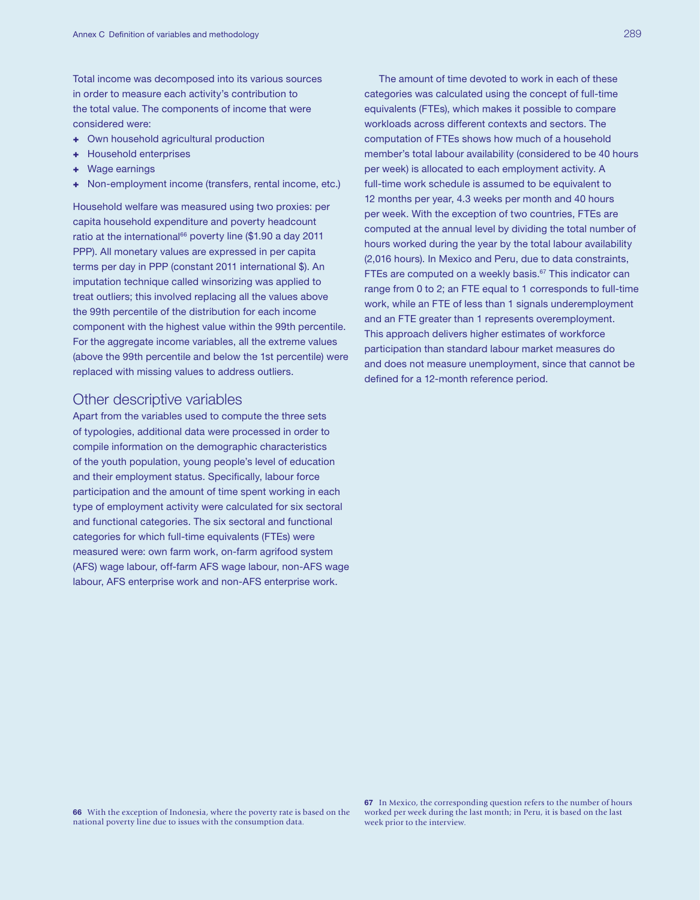Total income was decomposed into its various sources in order to measure each activity's contribution to the total value. The components of income that were considered were:

- Own household agricultural production
- Household enterprises
- Wage earnings
- Non-employment income (transfers, rental income, etc.)

Household welfare was measured using two proxies: per capita household expenditure and poverty headcount ratio at the international[66] poverty line ($1.90 a day 2011 PPP). All monetary values are expressed in per capita terms per day in PPP (constant 2011 international $). An imputation technique called winsorizing was applied to treat outliers; this involved replacing all the values above the 99th percentile of the distribution for each income component with the highest value within the 99th percentile. For the aggregate income variables, all the extreme values (above the 99th percentile and below the 1st percentile) were replaced with missing values to address outliers.

## Other descriptive variables

Apart from the variables used to compute the three sets of typologies, additional data were processed in order to compile information on the demographic characteristics of the youth population, young people's level of education and their employment status. Specifically, labour force participation and the amount of time spent working in each type of employment activity were calculated for six sectoral and functional categories. The six sectoral and functional categories for which full-time equivalents (FTEs) were measured were: own farm work, on-farm agrifood system (AFS) wage labour, off-farm AFS wage labour, non-AFS wage labour, AFS enterprise work and non-AFS enterprise work.

The amount of time devoted to work in each of these categories was calculated using the concept of full-time equivalents (FTEs), which makes it possible to compare workloads across different contexts and sectors. The computation of FTEs shows how much of a household member's total labour availability (considered to be 40 hours per week) is allocated to each employment activity. A full-time work schedule is assumed to be equivalent to 12 months per year, 4.3 weeks per month and 40 hours per week. With the exception of two countries, FTEs are computed at the annual level by dividing the total number of hours worked during the year by the total labour availability (2,016 hours). In Mexico and Peru, due to data constraints, FTEs are computed on a weekly basis.[67] This indicator can range from 0 to 2; an FTE equal to 1 corresponds to full-time work, while an FTE of less than 1 signals underemployment and an FTE greater than 1 represents overemployment. This approach delivers higher estimates of workforce participation than standard labour market measures do and does not measure unemployment, since that cannot be defined for a 12-month reference period.

**66** With the exception of Indonesia, where the poverty rate is based on the national poverty line due to issues with the consumption data.

**67** In Mexico, the corresponding question refers to the number of hours worked per week during the last month; in Peru, it is based on the last week prior to the interview.